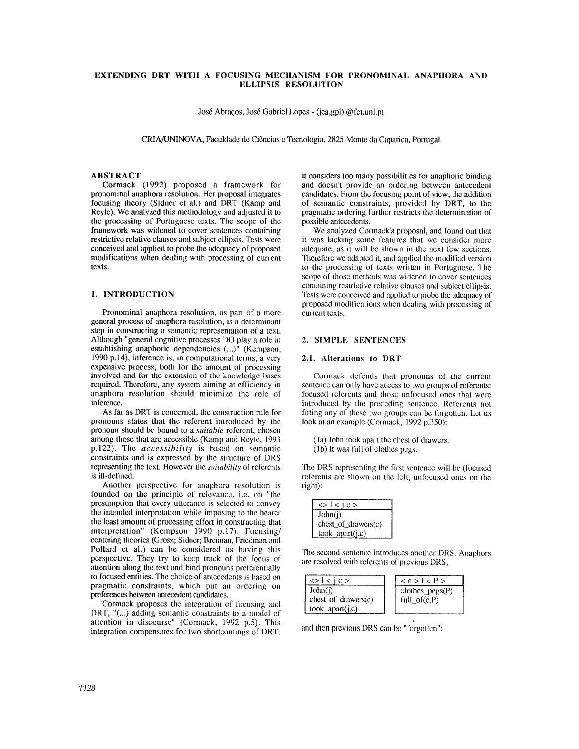# EXTENDING DRT WITH A FOCUSING MECHANISM FOR PRONOMINAL ANAPHORA AND ELLIPSIS RESOLUTION

José Abraços, José Gabriel Lopes - (jea,gpl) @fct.unl.pt

CRIA/UNINOVA, Faculdade de Ciências e Tecnologia, 2825 Monte da Caparica, Portugal

## ABSTRACT

Cormack (1992) proposed a framework for pronominal anaphora resolution. Her proposal integrates focusing theory (Sidner et al.) and DRT (Kamp and Reyle). We analyzed this methodology and adjusted it to the processing of Portuguese texts. The scope of the framework was widened to cover sentences containing restrictive relative clauses and subject ellipsis. Tests were conceived and applied to probe the adequacy of proposed modifications when dealing with processing of current texts.

## 1. INTRODUCTION

Pronominal anaphora resolution, as part of a more general process of anaphora resolution, is a determinant step in constructing a semantic representation of a text. Although "general cognitive processes DO play a role in establishing anaphoric dependencies (...)" (Kempson, 1990 p.14), inference is, in computational terms, a very expensive process, both for the amount of processing involved and for the extension of the knowledge bases required. Therefore, any system aiming at efficiency in anaphora resolution should minimize the role of inference.

As far as DRT is concerned, the construction rule for pronouns states that the referent introduced by the pronoun should be bound to a *suitable* referent, chosen among those that are accessible (Kamp and Reyle, 1993 p.122). The ***accessibility*** is based on semantic constraints and is expressed by the structure of DRS representing the text. However the *suitability* of referents is ill-defined.

Another perspective for anaphora resolution is founded on the principle of relevance, i.e. on "the presumption that every utterance is selected to convey the intended interpretation while imposing to the hearer the least amount of processing effort in constructing that interpretation" (Kempson 1990 p.17). Focusing/ centering theories (Grosz; Sidner; Brennan, Friedman and Pollard et al.) can be considered as having this perspective. They try to keep track of the focus of attention along the text and bind pronouns preferentially to focused entities. The choice of antecedents is based on pragmatic constraints, which put an ordering on preferences between antecedent candidates.

Cormack proposes the integration of focusing and DRT, "(...) adding semantic constraints to a model of attention in discourse" (Cormack, 1992 p.5). This integration compensates for two shortcomings of DRT: it considers too many possibilities for anaphoric binding and doesn't provide an ordering between antecedent candidates. From the focusing point of view, the addition of semantic constraints, provided by DRT, to the pragmatic ordering further restricts the determination of possible antecedents.

We analyzed Cormack's proposal, and found out that it was lacking some features that we consider more adequate, as it will be shown in the next few sections. Therefore we adapted it, and applied the modified version to the processing of texts written in Portuguese. The scope of those methods was widened to cover sentences containing restrictive relative clauses and subject ellipsis. Tests were conceived and applied to probe the adequacy of proposed modifications when dealing with processing of current texts.

## 2. SIMPLE SENTENCES

### 2.1. Alterations to DRT

Cormack defends that pronouns of the current sentence can only have access to two groups of referents: focused referents and those unfocused ones that were introduced by the preceding sentence. Referents not fitting any of these two groups can be forgotten. Let us look at an example (Cormack, 1992 p.350):

(1a) John took apart the chest of drawers.
(1b) It was full of clothes pegs.

The DRS representing the first sentence will be (focused referents are shown on the left, unfocused ones on the right):

```
<> | < j c >
John(j)
chest_of_drawers(c)
took_apart(j,c)
```

The second sentence introduces another DRS. Anaphors are resolved with referents of previous DRS,

```
<> | < j c >              < c > | < P >
John(j)                   clothes_pegs(P)
chest_of_drawers(c)       full_of(c,P)
took_apart(j,c)
```

and then previous DRS can be "forgotten":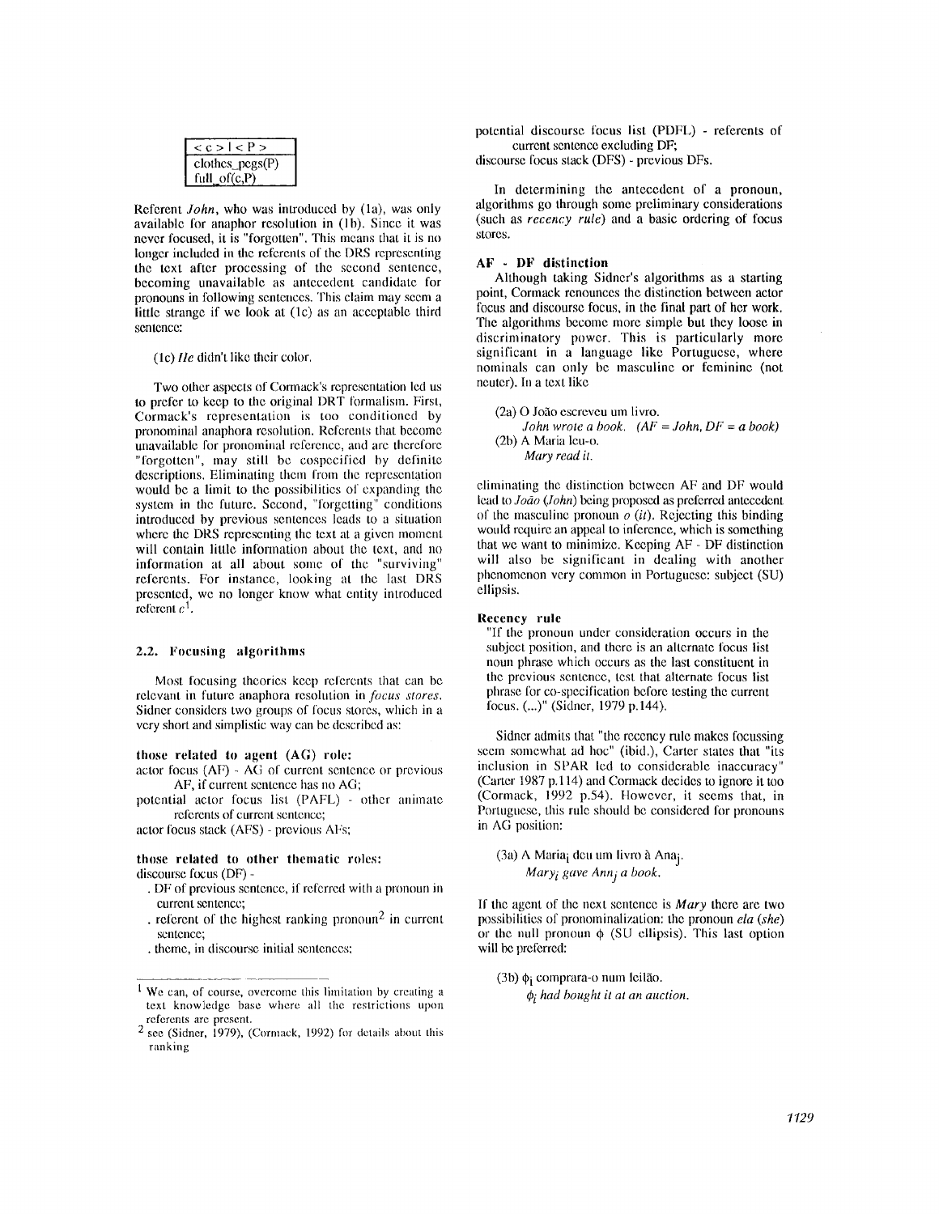| < c > \| < P > |
|---|
| clothes_pegs(P) |
| full_of(c,P) |

Referent *John*, who was introduced by (1a), was only available for anaphor resolution in (1b). Since it was never focused, it is "forgotten". This means that it is no longer included in the referents of the DRS representing the text after processing of the second sentence, becoming unavailable as antecedent candidate for pronouns in following sentences. This claim may seem a little strange if we look at (1c) as an acceptable third sentence:

(1c) *He* didn't like their color.

Two other aspects of Cormack's representation led us to prefer to keep to the original DRT formalism. First, Cormack's representation is too conditioned by pronominal anaphora resolution. Referents that become unavailable for pronominal reference, and are therefore "forgotten", may still be cospecified by definite descriptions. Eliminating them from the representation would be a limit to the possibilities of expanding the system in the future. Second, "forgetting" conditions introduced by previous sentences leads to a situation where the DRS representing the text at a given moment will contain little information about the text, and no information at all about some of the "surviving" referents. For instance, looking at the last DRS presented, we no longer know what entity introduced referent $c$[1].

### 2.2. Focusing algorithms

Most focusing theories keep referents that can be relevant in future anaphora resolution in *focus stores*. Sidner considers two groups of focus stores, which in a very short and simplistic way can be described as:

**those related to agent (AG) role:**

actor focus (AF) - AG of current sentence or previous AF, if current sentence has no AG;

potential actor focus list (PAFL) - other animate referents of current sentence;

actor focus stack (AFS) - previous AFs;

**those related to other thematic roles:**

discourse focus (DF) -

- . DF of previous sentence, if referred with a pronoun in current sentence;
- . referent of the highest ranking pronoun[2] in current sentence;
- . theme, in discourse initial sentences;

potential discourse focus list (PDFL) - referents of current sentence excluding DF;

discourse focus stack (DFS) - previous DFs.

In determining the antecedent of a pronoun, algorithms go through some preliminary considerations (such as *recency rule*) and a basic ordering of focus stores.

**AF - DF distinction**

Although taking Sidner's algorithms as a starting point, Cormack renounces the distinction between actor focus and discourse focus, in the final part of her work. The algorithms become more simple but they loose in discriminatory power. This is particularly more significant in a language like Portuguese, where nominals can only be masculine or feminine (not neuter). In a text like

(2a) O João escreveu um livro.
*John wrote a book. (AF = John, DF = a book)*

(2b) A Maria leu-o.
*Mary read it.*

eliminating the distinction between AF and DF would lead to *João* (*John*) being proposed as preferred antecedent of the masculine pronoun *o* (*it*). Rejecting this binding would require an appeal to inference, which is something that we want to minimize. Keeping AF - DF distinction will also be significant in dealing with another phenomenon very common in Portuguese: subject (SU) ellipsis.

**Recency rule**

"If the pronoun under consideration occurs in the subject position, and there is an alternate focus list noun phrase which occurs as the last constituent in the previous sentence, test that alternate focus list phrase for co-specification before testing the current focus. (...)" (Sidner, 1979 p.144).

Sidner admits that "the recency rule makes focussing seem somewhat ad hoc" (ibid.), Carter states that "its inclusion in SPAR led to considerable inaccuracy" (Carter 1987 p.114) and Cormack decides to ignore it too (Cormack, 1992 p.54). However, it seems that, in Portuguese, this rule should be considered for pronouns in AG position:

(3a) A Maria$_i$ deu um livro à Ana$_j$.
*Mary$_i$ gave Ann$_j$ a book.*

If the agent of the next sentence is ***Mary*** there are two possibilities of pronominalization: the pronoun *ela* (*she*) or the null pronoun $\phi$ (SU ellipsis). This last option will be preferred:

(3b) $\phi_i$ comprara-o num leilão.
*$\phi_i$ had bought it at an auction.*

---

[1] We can, of course, overcome this limitation by creating a text knowledge base where all the restrictions upon referents are present.

[2] see (Sidner, 1979), (Cormack, 1992) for details about this ranking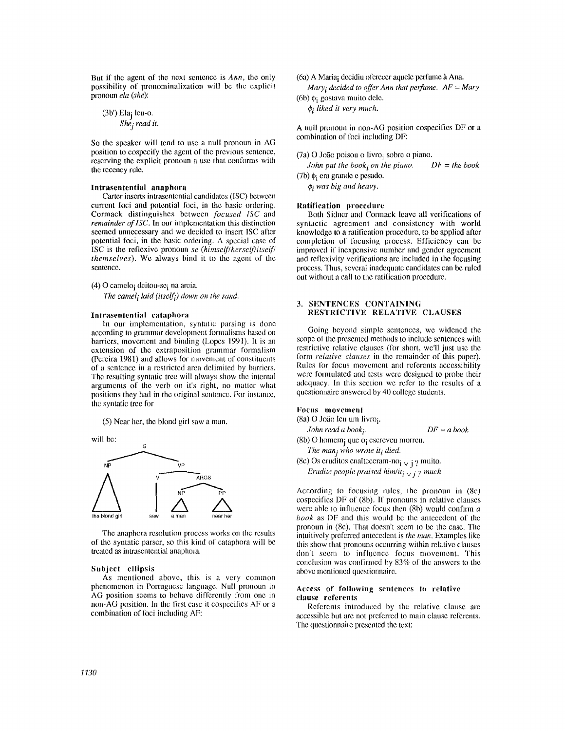But if the agent of the next sentence is *Ann*, the only possibility of pronominalization will be the explicit pronoun *ela* (*she*):

(3b') $Ela_j$ leu-o.
*$She_j$ read it.*

So the speaker will tend to use a null pronoun in AG position to cospecify the agent of the previous sentence, reserving the explicit pronoun a use that conforms with the recency rule.

### Intrasentential anaphora

Carter inserts intrasentential candidates (ISC) between current foci and potential foci, in the basic ordering. Cormack distinguishes between *focused ISC* and *remainder of ISC*. In our implementation this distinction seemed unnecessary and we decided to insert ISC after potential foci, in the basic ordering. A special case of ISC is the reflexive pronoun *se* (*himself/herself/itself/themselves*). We always bind it to the agent of the sentence.

(4) O $camelo_i$ deitou-$se_i$ na areia.
*The $camel_i$ laid ($itself_i$) down on the sand.*

### Intrasentential cataphora

In our implementation, syntatic parsing is done according to grammar development formalisms based on barriers, movement and binding (Lopes 1991). It is an extension of the extraposition grammar formalism (Pereira 1981) and allows for movement of constituents of a sentence in a restricted area delimited by barriers. The resulting syntatic tree will always show the internal arguments of the verb on it's right, no matter what positions they had in the original sentence. For instance, the syntatic tree for

(5) Near her, the blond girl saw a man.

will be:

```
              S
        ______|______
       |             |
       NP            VP
      /  \       ____|____
     /    \     |         |
    /      \    V        ARGS
   /        \   |      ___|___
  /__________\  |     |       |
                |     NP      PP
                |    /  \    /  \
 the blond girl saw a man   near her
```

The anaphora resolution process works on the results of the syntatic parser, so this kind of cataphora will be treated as intrasentential anaphora.

### Subject ellipsis

As mentioned above, this is a very common phenomenon in Portuguese language. Null pronoun in AG position seems to behave differently from one in non-AG position. In the first case it cospecifies AF or a combination of foci including AF:

(6a) A $Maria_i$ decidiu oferecer aquele perfume à Ana.
*$Mary_i$ decided to offer Ann that perfume. AF = Mary*
(6b) $\phi_i$ gostava muito dele.
*$\phi_i$ liked it very much.*

A null pronoun in non-AG position cospecifies DF or a combination of foci including DF:

(7a) O João poisou o $livro_i$ sobre o piano.
*John put the $book_i$ on the piano. DF = the book*
(7b) $\phi_i$ era grande e pesado.
*$\phi_i$ was big and heavy.*

### Ratification procedure

Both Sidner and Cormack leave all verifications of syntactic agreement and consistency with world knowledge to a ratification procedure, to be applied after completion of focusing process. Efficiency can be improved if inexpensive number and gender agreement and reflexivity verifications are included in the focusing process. Thus, several inadequate candidates can be ruled out without a call to the ratification procedure.

## 3. SENTENCES CONTAINING RESTRICTIVE RELATIVE CLAUSES

Going beyond simple sentences, we widened the scope of the presented methods to include sentences with restrictive relative clauses (for short, we'll just use the form *relative clauses* in the remainder of this paper). Rules for focus movement and referents accessibility were formulated and tests were designed to probe their adequacy. In this section we refer to the results of a questionnaire answered by 40 college students.

### Focus movement

(8a) O João leu um $livro_i$.
*John read a $book_i$. DF = a book*
(8b) O $homem_j$ que $o_i$ escreveu morreu.
*The $man_j$ who wrote $it_i$ died.*
(8c) Os eruditos enalteceram-$no_{i \vee j\,?}$ muito.
*Erudite people praised $him/it_{i \vee j\,?}$ much.*

According to focusing rules, the pronoun in (8c) cospecifies DF of (8b). If pronouns in relative clauses were able to influence focus then (8b) would confirm *a book* as DF and this would be the antecedent of the pronoun in (8c). That doesn't seem to be the case. The intuitively preferred antecedent is *the man*. Examples like this show that pronouns occurring within relative clauses don't seem to influence focus movement. This conclusion was confirmed by 83% of the answers to the above mentioned questionnaire.

### Access of following sentences to relative clause referents

Referents introduced by the relative clause are accessible but are not preferred to main clause referents. The questionnaire presented the text: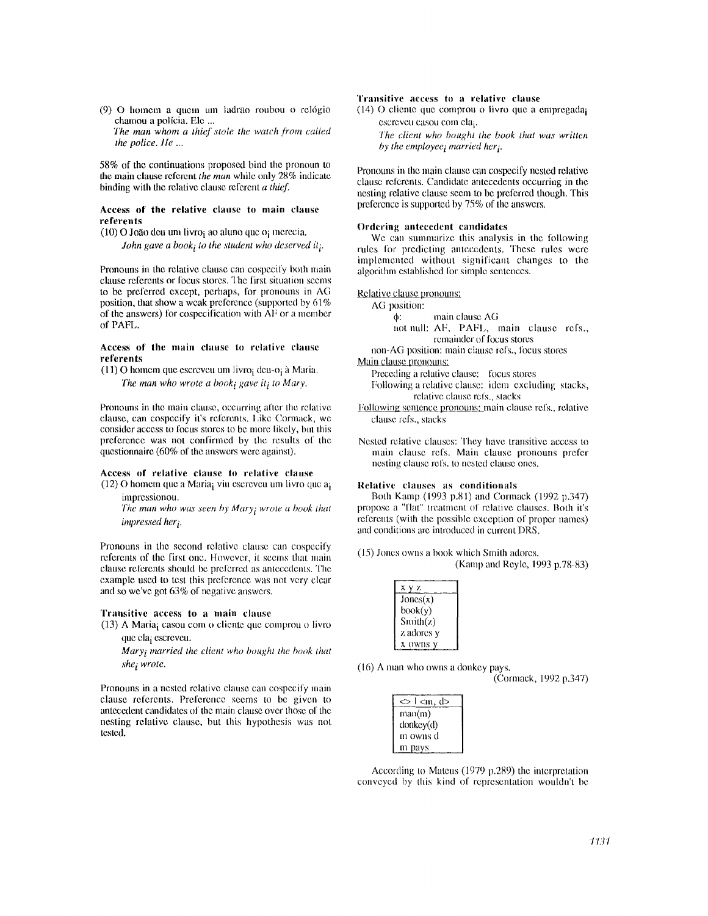(9) O homem a quem um ladrão roubou o relógio chamou a polícia. Ele ...
*The man whom a thief stole the watch from called the police. He ...*

58% of the continuations proposed bind the pronoun to the main clause referent *the man* while only 28% indicate binding with the relative clause referent *a thief.*

### Access of the relative clause to main clause referents

(10) O João deu um livro$_i$ ao aluno que o$_i$ merecia.
*John gave a book$_i$ to the student who deserved it$_i$.*

Pronouns in the relative clause can cospecify both main clause referents or focus stores. The first situation seems to be preferred except, perhaps, for pronouns in AG position, that show a weak preference (supported by 61% of the answers) for cospecification with AF or a member of PAFL.

### Access of the main clause to relative clause referents

(11) O homem que escreveu um livro$_i$ deu-o$_i$ à Maria.
*The man who wrote a book$_i$ gave it$_i$ to Mary.*

Pronouns in the main clause, occurring after the relative clause, can cospecify it's referents. Like Cormack, we consider access to focus stores to be more likely, but this preference was not confirmed by the results of the questionnaire (60% of the answers were against).

### Access of relative clause to relative clause

(12) O homem que a Maria$_i$ viu escreveu um livro que a$_i$ impressionou.
*The man who was seen by Mary$_i$ wrote a book that impressed her$_i$.*

Pronouns in the second relative clause can cospecify referents of the first one. However, it seems that main clause referents should be preferred as antecedents. The example used to test this preference was not very clear and so we've got 63% of negative answers.

### Transitive access to a main clause

(13) A Maria$_i$ casou com o cliente que comprou o livro que ela$_i$ escreveu.
*Mary$_i$ married the client who bought the book that she$_i$ wrote.*

Pronouns in a nested relative clause can cospecify main clause referents. Preference seems to be given to antecedent candidates of the main clause over those of the nesting relative clause, but this hypothesis was not tested.

### Transitive access to a relative clause

(14) O cliente que comprou o livro que a empregada$_i$ escreveu casou com ela$_i$.
*The client who bought the book that was written by the employee$_i$ married her$_i$.*

Pronouns in the main clause can cospecify nested relative clause referents. Candidate antecedents occurring in the nesting relative clause seem to be preferred though. This preference is supported by 75% of the answers.

### Ordering antecedent candidates

We can summarize this analysis in the following rules for predicting antecedents. These rules were implemented without significant changes to the algorithm established for simple sentences.

Relative clause pronouns:
- AG position:
  - $\phi$: main clause AG
  - not null: AF, PAFL, main clause refs., remainder of focus stores
- non-AG position: main clause refs., focus stores

Main clause pronouns:
- Preceding a relative clause: focus stores
- Following a relative clause: idem excluding stacks, relative clause refs., stacks

Following sentence pronouns: main clause refs., relative clause refs., stacks

Nested relative clauses: They have transitive access to main clause refs. Main clause pronouns prefer nesting clause refs. to nested clause ones.

### Relative clauses as conditionals

Both Kamp (1993 p.81) and Cormack (1992 p.347) propose a "flat" treatment of relative clauses. Both it's referents (with the possible exception of proper names) and conditions are introduced in current DRS.

(15) Jones owns a book which Smith adores.
(Kamp and Reyle, 1993 p.78-83)

| x y z |
|---|
| Jones(x) |
| book(y) |
| Smith(z) |
| z adores y |
| x owns y |

(16) A man who owns a donkey pays.
(Cormack, 1992 p.347)

| <> \| <m, d> |
|---|
| man(m) |
| donkey(d) |
| m owns d |
| m pays |

According to Mateus (1979 p.289) the interpretation conveyed by this kind of representation wouldn't be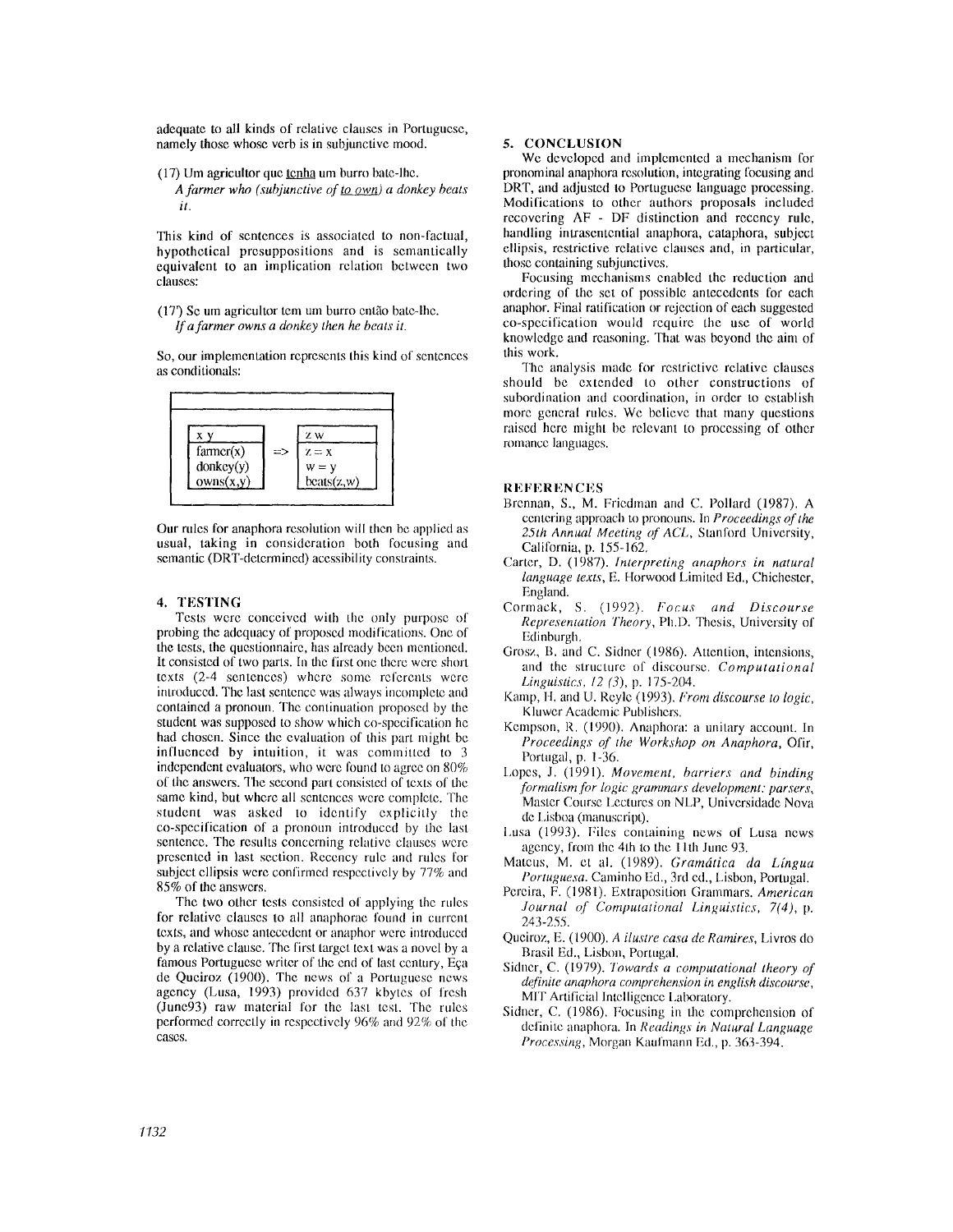adequate to all kinds of relative clauses in Portuguese, namely those whose verb is in subjunctive mood.

(17) Um agricultor que <u>tenha</u> um burro bate-lhe.
*A farmer who (subjunctive of <u>to own</u>) a donkey beats it.*

This kind of sentences is associated to non-factual, hypothetical presuppositions and is semantically equivalent to an implication relation between two clauses:

(17') Se um agricultor tem um burro então bate-lhe.
*If a farmer owns a donkey then he beats it.*

So, our implementation represents this kind of sentences as conditionals:

```
+----------------------------------------------+
|                                              |
+----------------------------------------------+
|  +-------------+        +-------------+      |
|  | x y         |        | z w         |      |
|  +-------------+        +-------------+      |
|  | farmer(x)   |   =>   | z = x       |      |
|  | donkey(y)   |        | w = y       |      |
|  | owns(x,y)   |        | beats(z,w)  |      |
|  +-------------+        +-------------+      |
+----------------------------------------------+
```

Our rules for anaphora resolution will then be applied as usual, taking in consideration both focusing and semantic (DRT-determined) accessibility constraints.

## 4. TESTING

Tests were conceived with the only purpose of probing the adequacy of proposed modifications. One of the tests, the questionnaire, has already been mentioned. It consisted of two parts. In the first one there were short texts (2-4 sentences) where some referents were introduced. The last sentence was always incomplete and contained a pronoun. The continuation proposed by the student was supposed to show which co-specification he had chosen. Since the evaluation of this part might be influenced by intuition, it was committed to 3 independent evaluators, who were found to agree on 80% of the answers. The second part consisted of texts of the same kind, but where all sentences were complete. The student was asked to identify explicitly the co-specification of a pronoun introduced by the last sentence. The results concerning relative clauses were presented in last section. Recency rule and rules for subject ellipsis were confirmed respectively by 77% and 85% of the answers.

The two other tests consisted of applying the rules for relative clauses to all anaphorae found in current texts, and whose antecedent or anaphor were introduced by a relative clause. The first target text was a novel by a famous Portuguese writer of the end of last century, Eça de Queiroz (1900). The news of a Portuguese news agency (Lusa, 1993) provided 637 kbytes of fresh (June93) raw material for the last test. The rules performed correctly in respectively 96% and 92% of the cases.

## 5. CONCLUSION

We developed and implemented a mechanism for pronominal anaphora resolution, integrating focusing and DRT, and adjusted to Portuguese language processing. Modifications to other authors proposals included recovering AF - DF distinction and recency rule, handling intrasentential anaphora, cataphora, subject ellipsis, restrictive relative clauses and, in particular, those containing subjunctives.

Focusing mechanisms enabled the reduction and ordering of the set of possible antecedents for each anaphor. Final ratification or rejection of each suggested co-specification would require the use of world knowledge and reasoning. That was beyond the aim of this work.

The analysis made for restrictive relative clauses should be extended to other constructions of subordination and coordination, in order to establish more general rules. We believe that many questions raised here might be relevant to processing of other romance languages.

## REFERENCES

Brennan, S., M. Friedman and C. Pollard (1987). A centering approach to pronouns. In *Proceedings of the 25th Annual Meeting of ACL*, Stanford University, California, p. 155-162.

Carter, D. (1987). *Interpreting anaphors in natural language texts*, E. Horwood Limited Ed., Chichester, England.

Cormack, S. (1992). *Focus and Discourse Representation Theory*, Ph.D. Thesis, University of Edinburgh.

Grosz, B. and C. Sidner (1986). Attention, intensions, and the structure of discourse. *Computational Linguistics, 12 (3)*, p. 175-204.

Kamp, H. and U. Reyle (1993). *From discourse to logic*, Kluwer Academic Publishers.

Kempson, R. (1990). Anaphora: a unitary account. In *Proceedings of the Workshop on Anaphora*, Ofir, Portugal, p. 1-36.

Lopes, J. (1991). *Movement, barriers and binding formalism for logic grammars development: parsers*, Master Course Lectures on NLP, Universidade Nova de Lisboa (manuscript).

Lusa (1993). Files containing news of Lusa news agency, from the 4th to the 11th June 93.

Mateus, M. et al. (1989). *Gramática da Língua Portuguesa*. Caminho Ed., 3rd ed., Lisbon, Portugal.

Pereira, F. (1981). Extraposition Grammars. *American Journal of Computational Linguistics, 7(4)*, p. 243-255.

Queiroz, E. (1900). *A ilustre casa de Ramires*, Livros do Brasil Ed., Lisbon, Portugal.

Sidner, C. (1979). *Towards a computational theory of definite anaphora comprehension in english discourse*, MIT Artificial Intelligence Laboratory.

Sidner, C. (1986). Focusing in the comprehension of definite anaphora. In *Readings in Natural Language Processing*, Morgan Kaufmann Ed., p. 363-394.